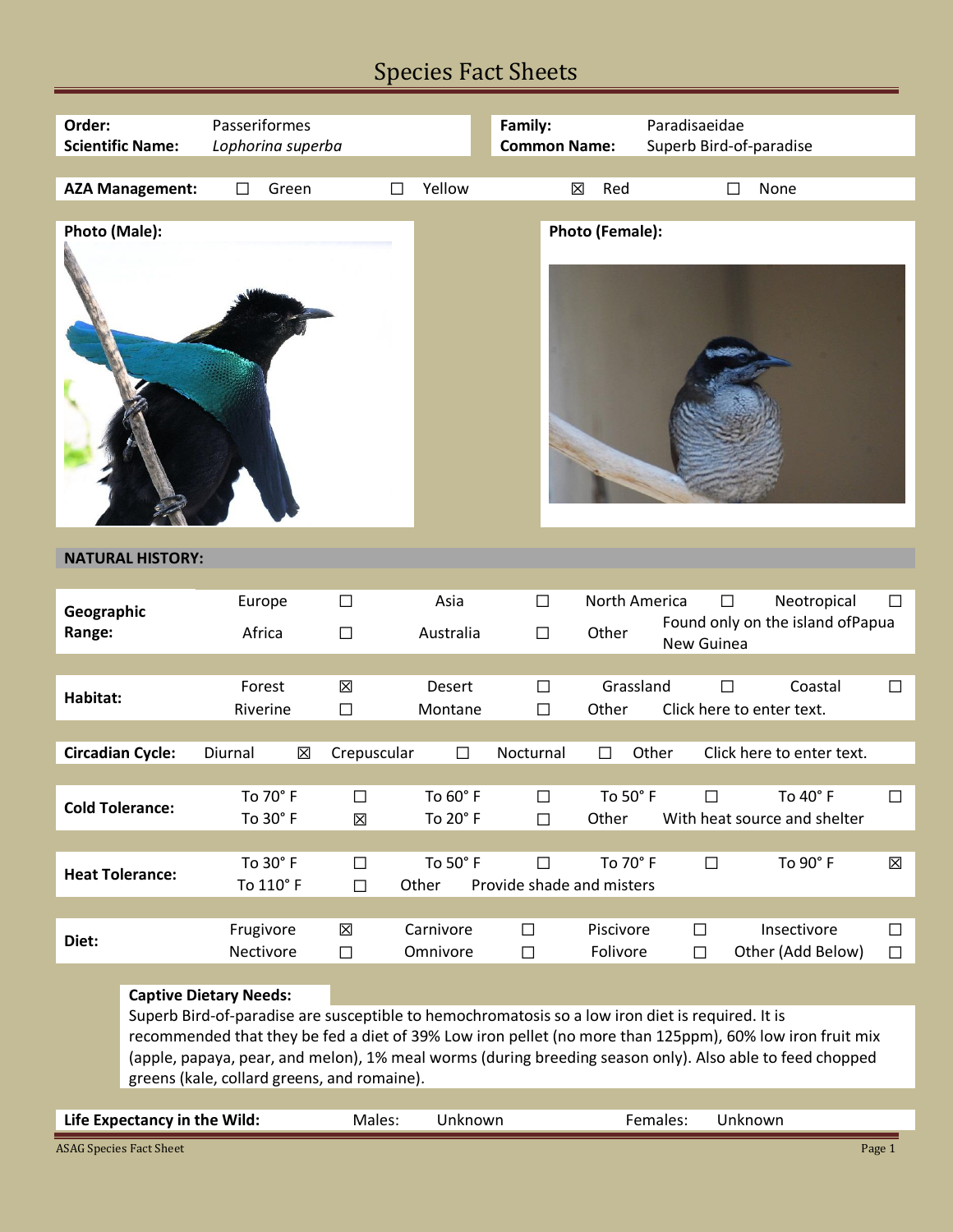# Species Fact Sheets

| **Order:** | Passeriformes | **Family:** | Paradisaeidae |
|---|---|---|---|
| **Scientific Name:** | *Lophorina superba* | **Common Name:** | Superb Bird-of-paradise |

| **AZA Management:** | ☐ Green | ☐ Yellow | ☒ Red | ☐ None |
|---|---|---|---|---|

**Photo (Male):**

**Photo (Female):**

## NATURAL HISTORY:

| **Geographic Range:** | | | | | | | |
|---|---|---|---|---|---|---|---|
| Europe | ☐ | Asia | ☐ | North America | ☐ | Neotropical | ☐ |
| Africa | ☐ | Australia | ☐ | Other | Found only on the island ofPapua New Guinea | | |

| **Habitat:** | | | | | | | |
|---|---|---|---|---|---|---|---|
| Forest | ☒ | Desert | ☐ | Grassland | ☐ | Coastal | ☐ |
| Riverine | ☐ | Montane | ☐ | Other | Click here to enter text. | | |

| **Circadian Cycle:** | Diurnal | ☒ | Crepuscular | ☐ | Nocturnal | ☐ | Other | Click here to enter text. |
|---|---|---|---|---|---|---|---|---|

| **Cold Tolerance:** | | | | | | | |
|---|---|---|---|---|---|---|---|
| To 70° F | ☐ | To 60° F | ☐ | To 50° F | ☐ | To 40° F | ☐ |
| To 30° F | ☒ | To 20° F | ☐ | Other | With heat source and shelter | | |

| **Heat Tolerance:** | | | | | | | |
|---|---|---|---|---|---|---|---|
| To 30° F | ☐ | To 50° F | ☐ | To 70° F | ☐ | To 90° F | ☒ |
| To 110° F | ☐ | Other | Provide shade and misters | | | | |

| **Diet:** | | | | | | | |
|---|---|---|---|---|---|---|---|
| Frugivore | ☒ | Carnivore | ☐ | Piscivore | ☐ | Insectivore | ☐ |
| Nectivore | ☐ | Omnivore | ☐ | Folivore | ☐ | Other (Add Below) | ☐ |

**Captive Dietary Needs:**

Superb Bird-of-paradise are susceptible to hemochromatosis so a low iron diet is required. It is recommended that they be fed a diet of 39% Low iron pellet (no more than 125ppm), 60% low iron fruit mix (apple, papaya, pear, and melon), 1% meal worms (during breeding season only). Also able to feed chopped greens (kale, collard greens, and romaine).

| **Life Expectancy in the Wild:** | Males: | Unknown | Females: | Unknown |
|---|---|---|---|---|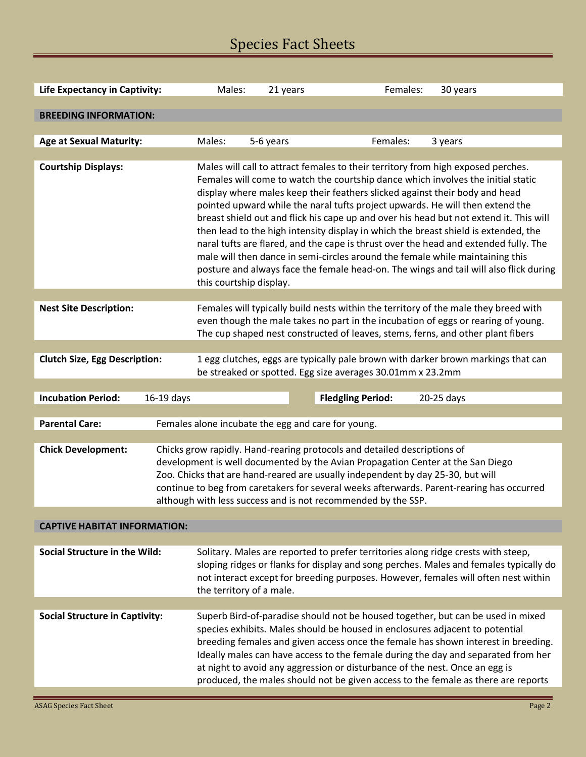# Species Fact Sheets

| | | | | |
|---|---|---|---|---|
| **Life Expectancy in Captivity:** | Males: | 21 years | Females: | 30 years |

## BREEDING INFORMATION:

| | | | | |
|---|---|---|---|---|
| **Age at Sexual Maturity:** | Males: | 5-6 years | Females: | 3 years |

**Courtship Displays:** Males will call to attract females to their territory from high exposed perches. Females will come to watch the courtship dance which involves the initial static display where males keep their feathers slicked against their body and head pointed upward while the naral tufts project upwards. He will then extend the breast shield out and flick his cape up and over his head but not extend it. This will then lead to the high intensity display in which the breast shield is extended, the naral tufts are flared, and the cape is thrust over the head and extended fully. The male will then dance in semi-circles around the female while maintaining this posture and always face the female head-on. The wings and tail will also flick during this courtship display.

**Nest Site Description:** Females will typically build nests within the territory of the male they breed with even though the male takes no part in the incubation of eggs or rearing of young. The cup shaped nest constructed of leaves, stems, ferns, and other plant fibers

**Clutch Size, Egg Description:** 1 egg clutches, eggs are typically pale brown with darker brown markings that can be streaked or spotted. Egg size averages 30.01mm x 23.2mm

| | | | |
|---|---|---|---|
| **Incubation Period:** | 16-19 days | **Fledgling Period:** | 20-25 days |

**Parental Care:** Females alone incubate the egg and care for young.

**Chick Development:** Chicks grow rapidly. Hand-rearing protocols and detailed descriptions of development is well documented by the Avian Propagation Center at the San Diego Zoo. Chicks that are hand-reared are usually independent by day 25-30, but will continue to beg from caretakers for several weeks afterwards. Parent-rearing has occurred although with less success and is not recommended by the SSP.

## CAPTIVE HABITAT INFORMATION:

**Social Structure in the Wild:** Solitary. Males are reported to prefer territories along ridge crests with steep, sloping ridges or flanks for display and song perches. Males and females typically do not interact except for breeding purposes. However, females will often nest within the territory of a male.

**Social Structure in Captivity:** Superb Bird-of-paradise should not be housed together, but can be used in mixed species exhibits. Males should be housed in enclosures adjacent to potential breeding females and given access once the female has shown interest in breeding. Ideally males can have access to the female during the day and separated from her at night to avoid any aggression or disturbance of the nest. Once an egg is produced, the males should not be given access to the female as there are reports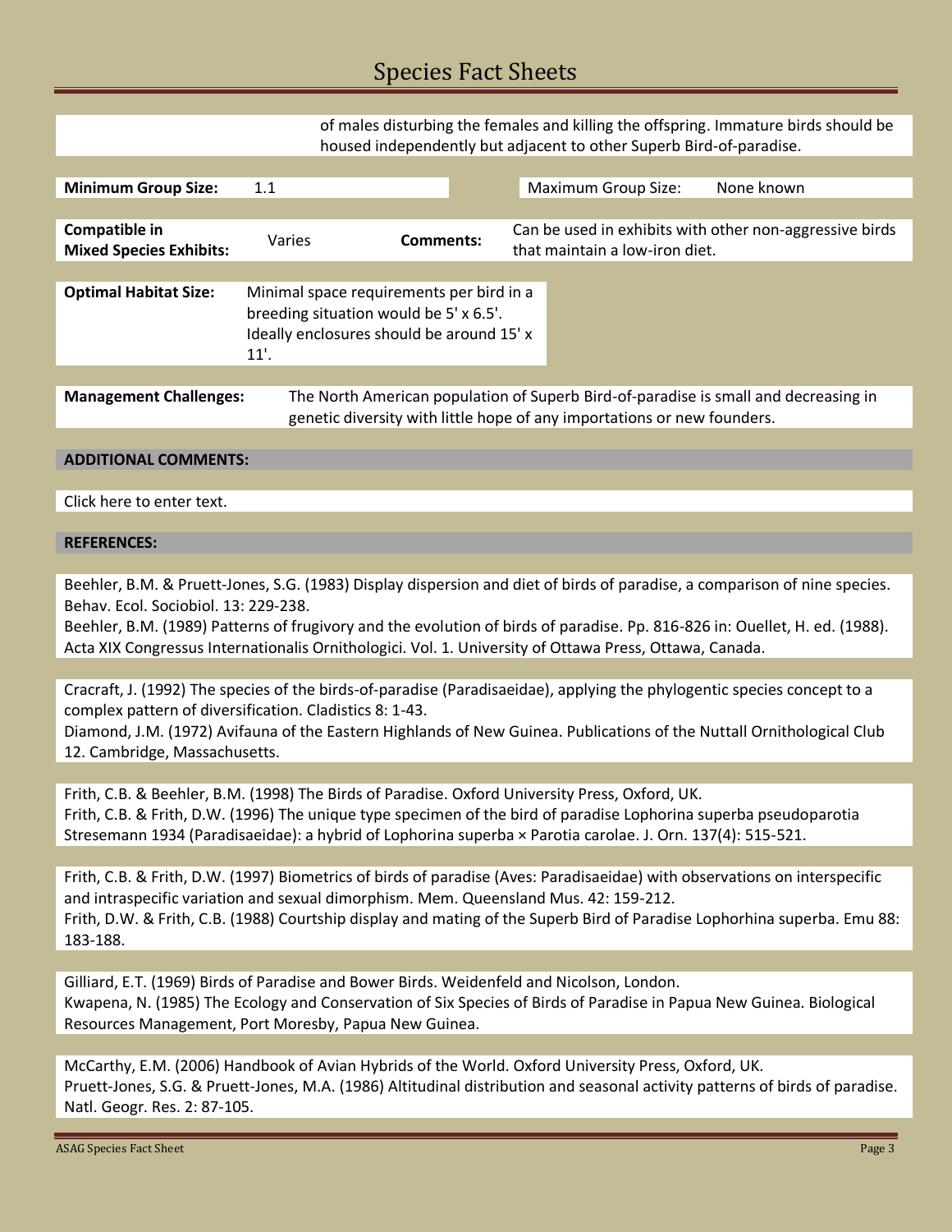of males disturbing the females and killing the offspring. Immature birds should be housed independently but adjacent to other Superb Bird-of-paradise.

| **Minimum Group Size:** | 1.1 | Maximum Group Size: | None known |
|---|---|---|---|

| **Compatible in Mixed Species Exhibits:** | Varies | **Comments:** | Can be used in exhibits with other non-aggressive birds that maintain a low-iron diet. |
|---|---|---|---|

**Optimal Habitat Size:** Minimal space requirements per bird in a breeding situation would be 5' x 6.5'. Ideally enclosures should be around 15' x 11'.

**Management Challenges:** The North American population of Superb Bird-of-paradise is small and decreasing in genetic diversity with little hope of any importations or new founders.

## ADDITIONAL COMMENTS:

Click here to enter text.

## REFERENCES:

Beehler, B.M. & Pruett-Jones, S.G. (1983) Display dispersion and diet of birds of paradise, a comparison of nine species. Behav. Ecol. Sociobiol. 13: 229-238.

Beehler, B.M. (1989) Patterns of frugivory and the evolution of birds of paradise. Pp. 816-826 in: Ouellet, H. ed. (1988). Acta XIX Congressus Internationalis Ornithologici. Vol. 1. University of Ottawa Press, Ottawa, Canada.

Cracraft, J. (1992) The species of the birds-of-paradise (Paradisaeidae), applying the phylogentic species concept to a complex pattern of diversification. Cladistics 8: 1-43.

Diamond, J.M. (1972) Avifauna of the Eastern Highlands of New Guinea. Publications of the Nuttall Ornithological Club 12. Cambridge, Massachusetts.

Frith, C.B. & Beehler, B.M. (1998) The Birds of Paradise. Oxford University Press, Oxford, UK.

Frith, C.B. & Frith, D.W. (1996) The unique type specimen of the bird of paradise Lophorina superba pseudoparotia Stresemann 1934 (Paradisaeidae): a hybrid of Lophorina superba × Parotia carolae. J. Orn. 137(4): 515-521.

Frith, C.B. & Frith, D.W. (1997) Biometrics of birds of paradise (Aves: Paradisaeidae) with observations on interspecific and intraspecific variation and sexual dimorphism. Mem. Queensland Mus. 42: 159-212.

Frith, D.W. & Frith, C.B. (1988) Courtship display and mating of the Superb Bird of Paradise Lophorhina superba. Emu 88: 183-188.

Gilliard, E.T. (1969) Birds of Paradise and Bower Birds. Weidenfeld and Nicolson, London.

Kwapena, N. (1985) The Ecology and Conservation of Six Species of Birds of Paradise in Papua New Guinea. Biological Resources Management, Port Moresby, Papua New Guinea.

McCarthy, E.M. (2006) Handbook of Avian Hybrids of the World. Oxford University Press, Oxford, UK.

Pruett-Jones, S.G. & Pruett-Jones, M.A. (1986) Altitudinal distribution and seasonal activity patterns of birds of paradise. Natl. Geogr. Res. 2: 87-105.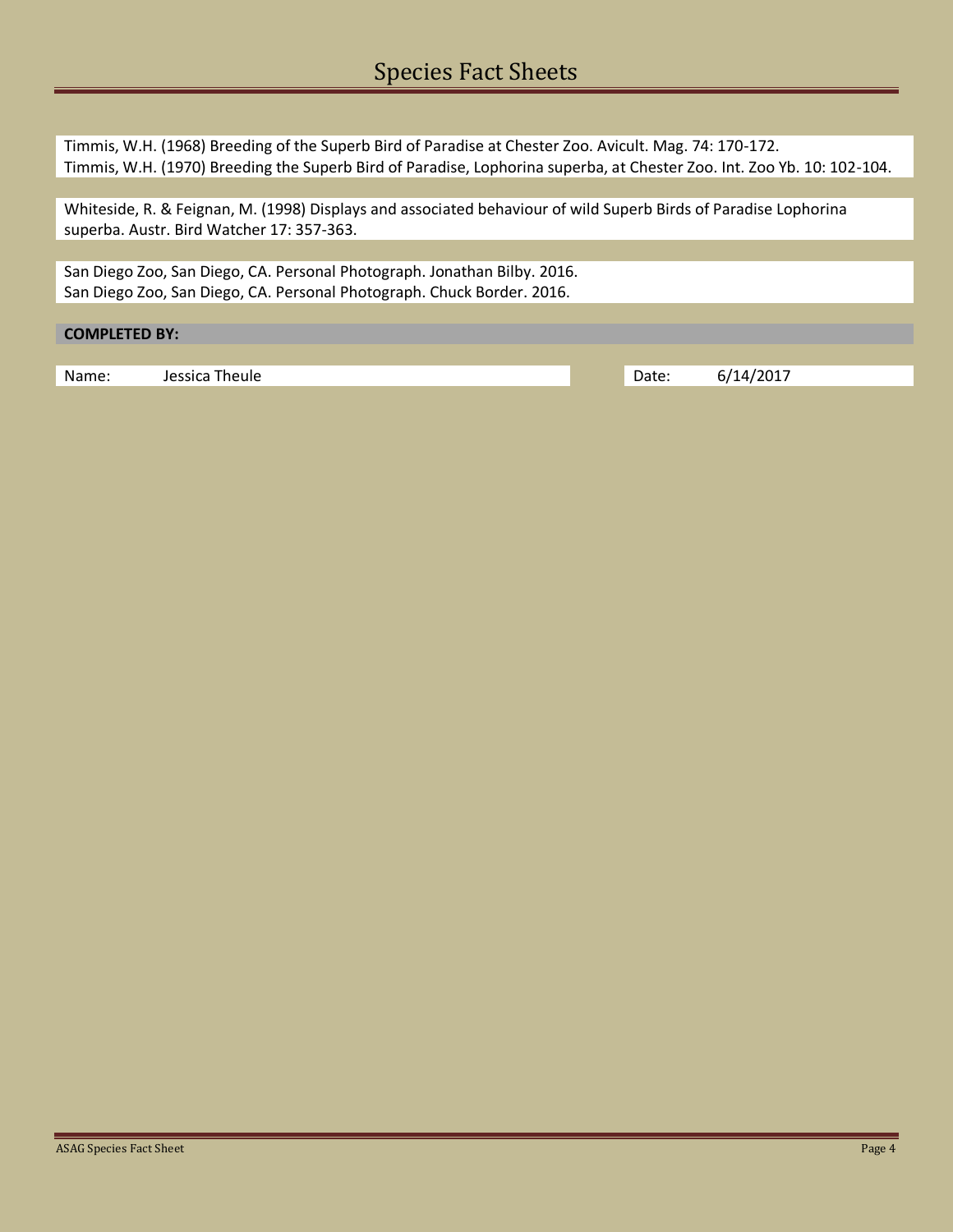Timmis, W.H. (1968) Breeding of the Superb Bird of Paradise at Chester Zoo. Avicult. Mag. 74: 170-172.
Timmis, W.H. (1970) Breeding the Superb Bird of Paradise, Lophorina superba, at Chester Zoo. Int. Zoo Yb. 10: 102-104.

Whiteside, R. & Feignan, M. (1998) Displays and associated behaviour of wild Superb Birds of Paradise Lophorina superba. Austr. Bird Watcher 17: 357-363.

San Diego Zoo, San Diego, CA. Personal Photograph. Jonathan Bilby. 2016.
San Diego Zoo, San Diego, CA. Personal Photograph. Chuck Border. 2016.

**COMPLETED BY:**

Name: Jessica Theule

Date: 6/14/2017